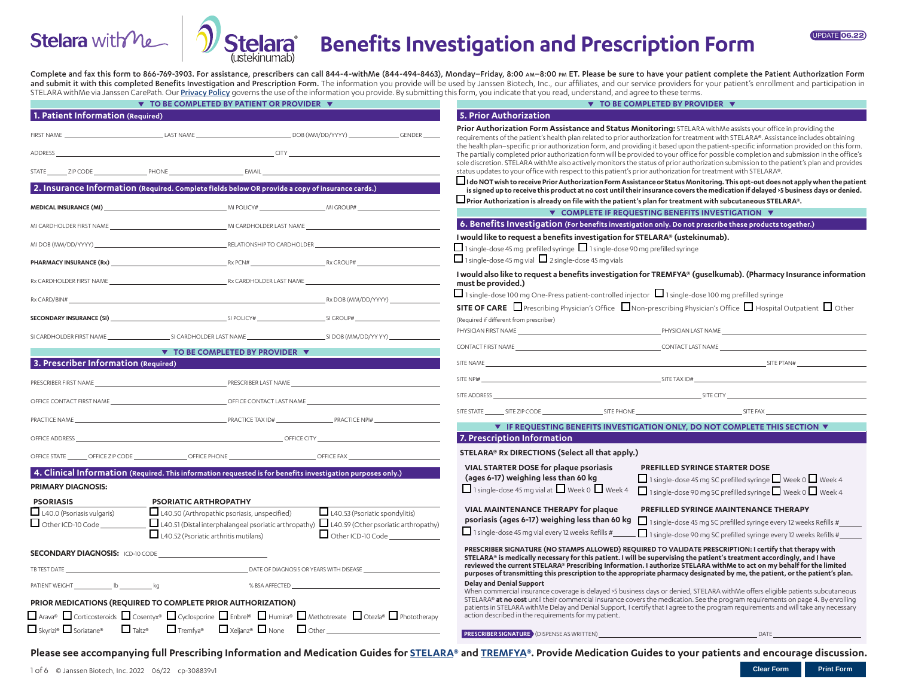# Stelara withMe | Stelara® (ustekinumab) Benefits Investigation and Prescription Form

UPDATE 06.22

**Complete and fax this form to 866-769-3903. For assistance, prescribers can call 844-4-withMe (844-494-8463), Monday–Friday, 8:00 AM–8:00 PM ET. Please be sure to have your patient complete the Patient Authorization Form and submit it with this completed Benefits Investigation and Prescription Form.** The information you provide will be used by Janssen Biotech, Inc., our affiliates, and our service providers for your patient's enrollment and participation in STELARA withMe via Janssen CarePath. Our Privacy Policy governs the use of the information you provide. By submitting this form, you indicate that you read, understand, and agree to these terms.

▼ TO BE COMPLETED BY PATIENT OR PROVIDER ▼

## 1. Patient Information (Required)

FIRST NAME ______ LAST NAME ______ DOB (MM/DD/YYYY) ______ GENDER ______

ADDRESS ______ CITY ______

STATE ______ ZIP CODE ______ PHONE ______ EMAIL ______

## 2. Insurance Information (Required. Complete fields below OR provide a copy of insurance cards.)

**MEDICAL INSURANCE (MI)** ______ MI POLICY# ______ MI GROUP# ______

MI CARDHOLDER FIRST NAME ______ MI CARDHOLDER LAST NAME ______

MI DOB (MM/DD/YYYY) ______ RELATIONSHIP TO CARDHOLDER ______

**PHARMACY INSURANCE (Rx)** ______ Rx PCN# ______ Rx GROUP# ______

Rx CARDHOLDER FIRST NAME ______ Rx CARDHOLDER LAST NAME ______

Rx CARD/BIN# ______ Rx DOB (MM/DD/YYYY) ______

**SECONDARY INSURANCE (SI)** ______ SI POLICY# ______ SI GROUP# ______

SI CARDHOLDER FIRST NAME ______ SI CARDHOLDER LAST NAME ______ SI DOB (MM/DD/YY YY) ______

▼ TO BE COMPLETED BY PROVIDER ▼

## 3. Prescriber Information (Required)

PRESCRIBER FIRST NAME ______ PRESCRIBER LAST NAME ______

OFFICE CONTACT FIRST NAME ______ OFFICE CONTACT LAST NAME ______

PRACTICE NAME ______ PRACTICE TAX ID# ______ PRACTICE NPI# ______

OFFICE ADDRESS ______ OFFICE CITY ______

OFFICE STATE ______ OFFICE ZIP CODE ______ OFFICE PHONE ______ OFFICE FAX ______

## 4. Clinical Information (Required. This information requested is for benefits investigation purposes only.)

**PRIMARY DIAGNOSIS:**

**PSORIASIS**
- ☐ L40.0 (Psoriasis vulgaris)
- ☐ Other ICD-10 Code ______

**PSORIATIC ARTHROPATHY**
- ☐ L40.50 (Arthropathic psoriasis, unspecified)
- ☐ L40.51 (Distal interphalangeal psoriatic arthropathy)
- ☐ L40.52 (Psoriatic arthritis mutilans)
- ☐ L40.53 (Psoriatic spondylitis)
- ☐ L40.59 (Other psoriatic arthropathy)
- ☐ Other ICD-10 Code ______

**SECONDARY DIAGNOSIS:** ICD-10 CODE ______

TB TEST DATE ______ DATE OF DIAGNOSIS OR YEARS WITH DISEASE ______

PATIENT WEIGHT ______ lb ______ kg % BSA AFFECTED ______

**PRIOR MEDICATIONS (REQUIRED TO COMPLETE PRIOR AUTHORIZATION)**

☐ Arava® ☐ Corticosteroids ☐ Cosentyx® ☐ Cyclosporine ☐ Enbrel® ☐ Humira® ☐ Methotrexate ☐ Otezla® ☐ Phototherapy ☐ Skyrizi® ☐ Soriatane® ☐ Taltz® ☐ Tremfya® ☐ Xeljanz® ☐ None ☐ Other ______

▼ TO BE COMPLETED BY PROVIDER ▼

## 5. Prior Authorization

**Prior Authorization Form Assistance and Status Monitoring:** STELARA withMe assists your office in providing the requirements of the patient's health plan related to prior authorization for treatment with STELARA®. Assistance includes obtaining the health plan–specific prior authorization form, and providing it based upon the patient-specific information provided on this form. The partially completed prior authorization form will be provided to your office for possible completion and submission in the office's sole discretion. STELARA withMe also actively monitors the status of prior authorization submission to the patient's plan and provides status updates to your office with respect to this patient's prior authorization for treatment with STELARA®.

☐ **I do NOT wish to receive Prior Authorization Form Assistance or Status Monitoring. This opt-out does not apply when the patient is signed up to receive this product at no cost until their insurance covers the medication if delayed >5 business days or denied.**

☐ **Prior Authorization is already on file with the patient's plan for treatment with subcutaneous STELARA®.**

▼ COMPLETE IF REQUESTING BENEFITS INVESTIGATION ▼

## 6. Benefits Investigation (For benefits investigation only. Do not prescribe these products together.)

**I would like to request a benefits investigation for STELARA® (ustekinumab).**

☐ 1 single-dose 45 mg prefilled syringe ☐ 1 single-dose 90 mg prefilled syringe
☐ 1 single-dose 45 mg vial ☐ 2 single-dose 45 mg vials

**I would also like to request a benefits investigation for TREMFYA® (guselkumab). (Pharmacy Insurance information must be provided.)**

☐ 1 single-dose 100 mg One-Press patient-controlled injector ☐ 1 single-dose 100 mg prefilled syringe

**SITE OF CARE** ☐ Prescribing Physician's Office ☐ Non-prescribing Physician's Office ☐ Hospital Outpatient ☐ Other

(Required if different from prescriber)

PHYSICIAN FIRST NAME ______ PHYSICIAN LAST NAME ______

CONTACT FIRST NAME ______ CONTACT LAST NAME ______

SITE NAME ______ SITE PTAN# ______

SITE NPI# ______ SITE TAX ID# ______

SITE ADDRESS ______ SITE CITY ______

SITE STATE ______ SITE ZIP CODE ______ SITE PHONE ______ SITE FAX ______

▼ IF REQUESTING BENEFITS INVESTIGATION ONLY, DO NOT COMPLETE THIS SECTION ▼

## 7. Prescription Information

**STELARA® Rx DIRECTIONS (Select all that apply.)**

**VIAL STARTER DOSE for plaque psoriasis (ages 6-17) weighing less than 60 kg**
☐ 1 single-dose 45 mg vial at ☐ Week 0 ☐ Week 4

**VIAL MAINTENANCE THERAPY for plaque psoriasis (ages 6-17) weighing less than 60 kg**
☐ 1 single-dose 45 mg vial every 12 weeks Refills # ______

**PREFILLED SYRINGE STARTER DOSE**
☐ 1 single-dose 45 mg SC prefilled syringe ☐ Week 0 ☐ Week 4
☐ 1 single-dose 90 mg SC prefilled syringe ☐ Week 0 ☐ Week 4

**PREFILLED SYRINGE MAINTENANCE THERAPY**
☐ 1 single-dose 45 mg SC prefilled syringe every 12 weeks Refills # ______
☐ 1 single-dose 90 mg SC prefilled syringe every 12 weeks Refills # ______

**PRESCRIBER SIGNATURE (NO STAMPS ALLOWED) REQUIRED TO VALIDATE PRESCRIPTION: I certify that therapy with STELARA® is medically necessary for this patient. I will be supervising the patient's treatment accordingly, and I have reviewed the current STELARA® Prescribing Information. I authorize STELARA withMe to act on my behalf for the limited purposes of transmitting this prescription to the appropriate pharmacy designated by me, the patient, or the patient's plan.**

**Delay and Denial Support**
When commercial insurance coverage is delayed >5 business days or denied, STELARA withMe offers eligible patients subcutaneous STELARA® **at no cost** until their commercial insurance covers the medication. See the program requirements on page 4. By enrolling patients in STELARA withMe Delay and Denial Support, I certify that I agree to the program requirements and will take any necessary action described in the requirements for my patient.

**PRESCRIBER SIGNATURE** (DISPENSE AS WRITTEN) ______ DATE ______

**Please see accompanying full Prescribing Information and Medication Guides for STELARA® and TREMFYA®. Provide Medication Guides to your patients and encourage discussion.**

© Janssen Biotech, Inc. 2022 06/22 cp-308839v1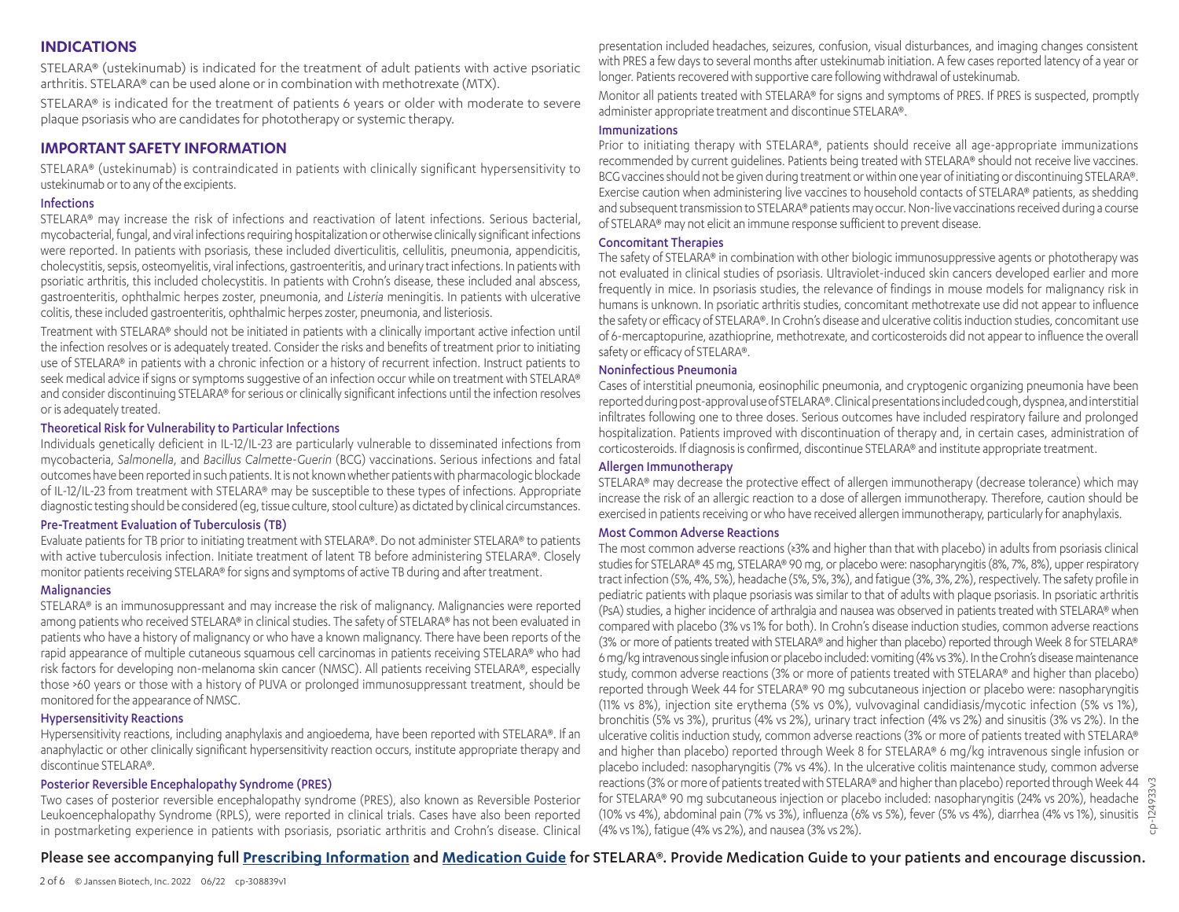## INDICATIONS

STELARA® (ustekinumab) is indicated for the treatment of adult patients with active psoriatic arthritis. STELARA® can be used alone or in combination with methotrexate (MTX).

STELARA® is indicated for the treatment of patients 6 years or older with moderate to severe plaque psoriasis who are candidates for phototherapy or systemic therapy.

## IMPORTANT SAFETY INFORMATION

STELARA® (ustekinumab) is contraindicated in patients with clinically significant hypersensitivity to ustekinumab or to any of the excipients.

### Infections

STELARA® may increase the risk of infections and reactivation of latent infections. Serious bacterial, mycobacterial, fungal, and viral infections requiring hospitalization or otherwise clinically significant infections were reported. In patients with psoriasis, these included diverticulitis, cellulitis, pneumonia, appendicitis, cholecystitis, sepsis, osteomyelitis, viral infections, gastroenteritis, and urinary tract infections. In patients with psoriatic arthritis, this included cholecystitis. In patients with Crohn's disease, these included anal abscess, gastroenteritis, ophthalmic herpes zoster, pneumonia, and *Listeria* meningitis. In patients with ulcerative colitis, these included gastroenteritis, ophthalmic herpes zoster, pneumonia, and listeriosis.

Treatment with STELARA® should not be initiated in patients with a clinically important active infection until the infection resolves or is adequately treated. Consider the risks and benefits of treatment prior to initiating use of STELARA® in patients with a chronic infection or a history of recurrent infection. Instruct patients to seek medical advice if signs or symptoms suggestive of an infection occur while on treatment with STELARA® and consider discontinuing STELARA® for serious or clinically significant infections until the infection resolves or is adequately treated.

### Theoretical Risk for Vulnerability to Particular Infections

Individuals genetically deficient in IL-12/IL-23 are particularly vulnerable to disseminated infections from mycobacteria, *Salmonella*, and *Bacillus Calmette-Guerin* (BCG) vaccinations. Serious infections and fatal outcomes have been reported in such patients. It is not known whether patients with pharmacologic blockade of IL-12/IL-23 from treatment with STELARA® may be susceptible to these types of infections. Appropriate diagnostic testing should be considered (eg, tissue culture, stool culture) as dictated by clinical circumstances.

### Pre-Treatment Evaluation of Tuberculosis (TB)

Evaluate patients for TB prior to initiating treatment with STELARA®. Do not administer STELARA® to patients with active tuberculosis infection. Initiate treatment of latent TB before administering STELARA®. Closely monitor patients receiving STELARA® for signs and symptoms of active TB during and after treatment.

### Malignancies

STELARA® is an immunosuppressant and may increase the risk of malignancy. Malignancies were reported among patients who received STELARA® in clinical studies. The safety of STELARA® has not been evaluated in patients who have a history of malignancy or who have a known malignancy. There have been reports of the rapid appearance of multiple cutaneous squamous cell carcinomas in patients receiving STELARA® who had risk factors for developing non-melanoma skin cancer (NMSC). All patients receiving STELARA®, especially those >60 years or those with a history of PUVA or prolonged immunosuppressant treatment, should be monitored for the appearance of NMSC.

### Hypersensitivity Reactions

Hypersensitivity reactions, including anaphylaxis and angioedema, have been reported with STELARA®. If an anaphylactic or other clinically significant hypersensitivity reaction occurs, institute appropriate therapy and discontinue STELARA®.

### Posterior Reversible Encephalopathy Syndrome (PRES)

Two cases of posterior reversible encephalopathy syndrome (PRES), also known as Reversible Posterior Leukoencephalopathy Syndrome (RPLS), were reported in clinical trials. Cases have also been reported in postmarketing experience in patients with psoriasis, psoriatic arthritis and Crohn's disease. Clinical presentation included headaches, seizures, confusion, visual disturbances, and imaging changes consistent with PRES a few days to several months after ustekinumab initiation. A few cases reported latency of a year or longer. Patients recovered with supportive care following withdrawal of ustekinumab.

Monitor all patients treated with STELARA® for signs and symptoms of PRES. If PRES is suspected, promptly administer appropriate treatment and discontinue STELARA®.

### Immunizations

Prior to initiating therapy with STELARA®, patients should receive all age-appropriate immunizations recommended by current guidelines. Patients being treated with STELARA® should not receive live vaccines. BCG vaccines should not be given during treatment or within one year of initiating or discontinuing STELARA®. Exercise caution when administering live vaccines to household contacts of STELARA® patients, as shedding and subsequent transmission to STELARA® patients may occur. Non-live vaccinations received during a course of STELARA® may not elicit an immune response sufficient to prevent disease.

### Concomitant Therapies

The safety of STELARA® in combination with other biologic immunosuppressive agents or phototherapy was not evaluated in clinical studies of psoriasis. Ultraviolet-induced skin cancers developed earlier and more frequently in mice. In psoriasis studies, the relevance of findings in mouse models for malignancy risk in humans is unknown. In psoriatic arthritis studies, concomitant methotrexate use did not appear to influence the safety or efficacy of STELARA®. In Crohn's disease and ulcerative colitis induction studies, concomitant use of 6-mercaptopurine, azathioprine, methotrexate, and corticosteroids did not appear to influence the overall safety or efficacy of STELARA®.

### Noninfectious Pneumonia

Cases of interstitial pneumonia, eosinophilic pneumonia, and cryptogenic organizing pneumonia have been reported during post-approval use of STELARA®. Clinical presentations included cough, dyspnea, and interstitial infiltrates following one to three doses. Serious outcomes have included respiratory failure and prolonged hospitalization. Patients improved with discontinuation of therapy and, in certain cases, administration of corticosteroids. If diagnosis is confirmed, discontinue STELARA® and institute appropriate treatment.

### Allergen Immunotherapy

STELARA® may decrease the protective effect of allergen immunotherapy (decrease tolerance) which may increase the risk of an allergic reaction to a dose of allergen immunotherapy. Therefore, caution should be exercised in patients receiving or who have received allergen immunotherapy, particularly for anaphylaxis.

### Most Common Adverse Reactions

The most common adverse reactions (≥3% and higher than that with placebo) in adults from psoriasis clinical studies for STELARA® 45 mg, STELARA® 90 mg, or placebo were: nasopharyngitis (8%, 7%, 8%), upper respiratory tract infection (5%, 4%, 5%), headache (5%, 5%, 3%), and fatigue (3%, 3%, 2%), respectively. The safety profile in pediatric patients with plaque psoriasis was similar to that of adults with plaque psoriasis. In psoriatic arthritis (PsA) studies, a higher incidence of arthralgia and nausea was observed in patients treated with STELARA® when compared with placebo (3% vs 1% for both). In Crohn's disease induction studies, common adverse reactions (3% or more of patients treated with STELARA® and higher than placebo) reported through Week 8 for STELARA® 6 mg/kg intravenous single infusion or placebo included: vomiting (4% vs 3%). In the Crohn's disease maintenance study, common adverse reactions (3% or more of patients treated with STELARA® and higher than placebo) reported through Week 44 for STELARA® 90 mg subcutaneous injection or placebo were: nasopharyngitis (11% vs 8%), injection site erythema (5% vs 0%), vulvovaginal candidiasis/mycotic infection (5% vs 1%), bronchitis (5% vs 3%), pruritus (4% vs 2%), urinary tract infection (4% vs 2%) and sinusitis (3% vs 2%). In the ulcerative colitis induction study, common adverse reactions (3% or more of patients treated with STELARA® and higher than placebo) reported through Week 8 for STELARA® 6 mg/kg intravenous single infusion or placebo included: nasopharyngitis (7% vs 4%). In the ulcerative colitis maintenance study, common adverse reactions (3% or more of patients treated with STELARA® and higher than placebo) reported through Week 44 for STELARA® 90 mg subcutaneous injection or placebo included: nasopharyngitis (24% vs 20%), headache (10% vs 4%), abdominal pain (7% vs 3%), influenza (6% vs 5%), fever (5% vs 4%), diarrhea (4% vs 1%), sinusitis (4% vs 1%), fatigue (4% vs 2%), and nausea (3% vs 2%).

cp-124933v3

**Please see accompanying full Prescribing Information and Medication Guide for STELARA®. Provide Medication Guide to your patients and encourage discussion.**

© Janssen Biotech, Inc. 2022 06/22 cp-308839v1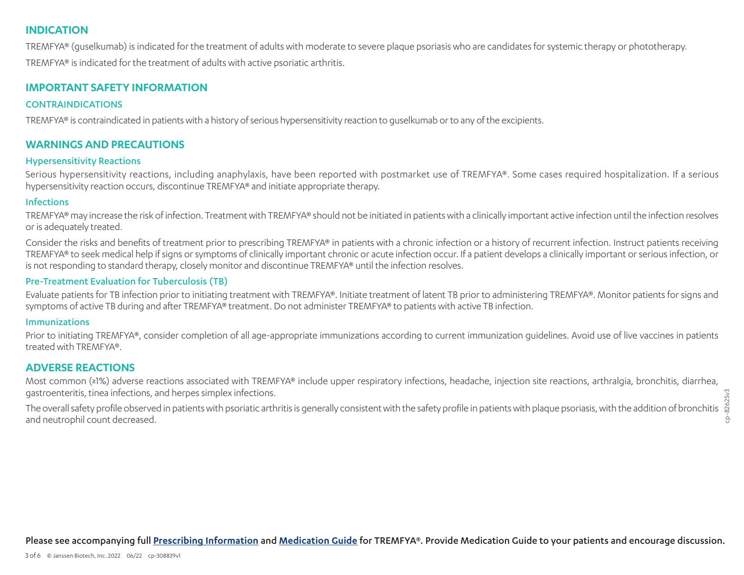## INDICATION

TREMFYA® (guselkumab) is indicated for the treatment of adults with moderate to severe plaque psoriasis who are candidates for systemic therapy or phototherapy.

TREMFYA® is indicated for the treatment of adults with active psoriatic arthritis.

## IMPORTANT SAFETY INFORMATION

### CONTRAINDICATIONS

TREMFYA® is contraindicated in patients with a history of serious hypersensitivity reaction to guselkumab or to any of the excipients.

## WARNINGS AND PRECAUTIONS

### Hypersensitivity Reactions

Serious hypersensitivity reactions, including anaphylaxis, have been reported with postmarket use of TREMFYA®. Some cases required hospitalization. If a serious hypersensitivity reaction occurs, discontinue TREMFYA® and initiate appropriate therapy.

### Infections

TREMFYA® may increase the risk of infection. Treatment with TREMFYA® should not be initiated in patients with a clinically important active infection until the infection resolves or is adequately treated.

Consider the risks and benefits of treatment prior to prescribing TREMFYA® in patients with a chronic infection or a history of recurrent infection. Instruct patients receiving TREMFYA® to seek medical help if signs or symptoms of clinically important chronic or acute infection occur. If a patient develops a clinically important or serious infection, or is not responding to standard therapy, closely monitor and discontinue TREMFYA® until the infection resolves.

### Pre-Treatment Evaluation for Tuberculosis (TB)

Evaluate patients for TB infection prior to initiating treatment with TREMFYA®. Initiate treatment of latent TB prior to administering TREMFYA®. Monitor patients for signs and symptoms of active TB during and after TREMFYA® treatment. Do not administer TREMFYA® to patients with active TB infection.

### Immunizations

Prior to initiating TREMFYA®, consider completion of all age-appropriate immunizations according to current immunization guidelines. Avoid use of live vaccines in patients treated with TREMFYA®.

## ADVERSE REACTIONS

Most common (≥1%) adverse reactions associated with TREMFYA® include upper respiratory infections, headache, injection site reactions, arthralgia, bronchitis, diarrhea, gastroenteritis, tinea infections, and herpes simplex infections.

The overall safety profile observed in patients with psoriatic arthritis is generally consistent with the safety profile in patients with plaque psoriasis, with the addition of bronchitis and neutrophil count decreased.

cp-82625v3

**Please see accompanying full Prescribing Information and Medication Guide for TREMFYA®. Provide Medication Guide to your patients and encourage discussion.**

© Janssen Biotech, Inc. 2022 06/22 cp-308839v1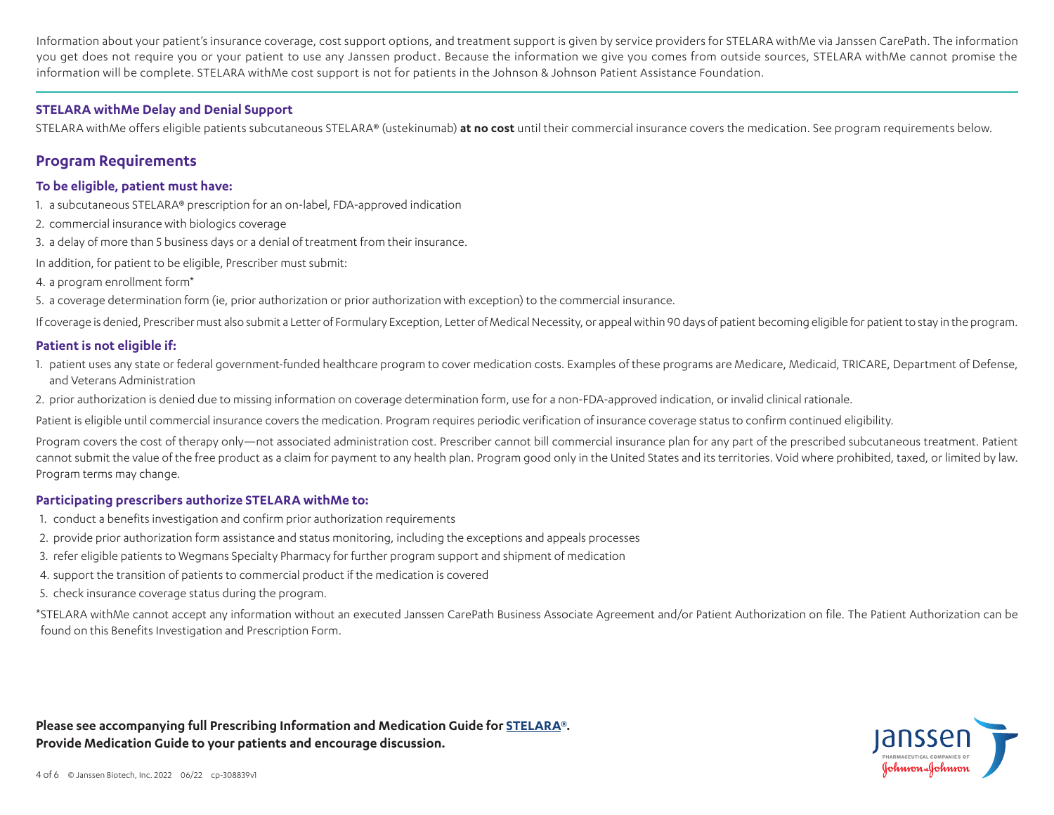Information about your patient's insurance coverage, cost support options, and treatment support is given by service providers for STELARA withMe via Janssen CarePath. The information you get does not require you or your patient to use any Janssen product. Because the information we give you comes from outside sources, STELARA withMe cannot promise the information will be complete. STELARA withMe cost support is not for patients in the Johnson & Johnson Patient Assistance Foundation.

### STELARA withMe Delay and Denial Support

STELARA withMe offers eligible patients subcutaneous STELARA® (ustekinumab) **at no cost** until their commercial insurance covers the medication. See program requirements below.

## Program Requirements

### To be eligible, patient must have:

1. a subcutaneous STELARA® prescription for an on-label, FDA-approved indication
2. commercial insurance with biologics coverage
3. a delay of more than 5 business days or a denial of treatment from their insurance.

In addition, for patient to be eligible, Prescriber must submit:

4. a program enrollment form*
5. a coverage determination form (ie, prior authorization or prior authorization with exception) to the commercial insurance.

If coverage is denied, Prescriber must also submit a Letter of Formulary Exception, Letter of Medical Necessity, or appeal within 90 days of patient becoming eligible for patient to stay in the program.

### Patient is not eligible if:

1. patient uses any state or federal government-funded healthcare program to cover medication costs. Examples of these programs are Medicare, Medicaid, TRICARE, Department of Defense, and Veterans Administration
2. prior authorization is denied due to missing information on coverage determination form, use for a non-FDA-approved indication, or invalid clinical rationale.

Patient is eligible until commercial insurance covers the medication. Program requires periodic verification of insurance coverage status to confirm continued eligibility.

Program covers the cost of therapy only—not associated administration cost. Prescriber cannot bill commercial insurance plan for any part of the prescribed subcutaneous treatment. Patient cannot submit the value of the free product as a claim for payment to any health plan. Program good only in the United States and its territories. Void where prohibited, taxed, or limited by law. Program terms may change.

### Participating prescribers authorize STELARA withMe to:

1. conduct a benefits investigation and confirm prior authorization requirements
2. provide prior authorization form assistance and status monitoring, including the exceptions and appeals processes
3. refer eligible patients to Wegmans Specialty Pharmacy for further program support and shipment of medication
4. support the transition of patients to commercial product if the medication is covered
5. check insurance coverage status during the program.

*STELARA withMe cannot accept any information without an executed Janssen CarePath Business Associate Agreement and/or Patient Authorization on file. The Patient Authorization can be found on this Benefits Investigation and Prescription Form.

**Please see accompanying full Prescribing Information and Medication Guide for STELARA®.**
**Provide Medication Guide to your patients and encourage discussion.**

© Janssen Biotech, Inc. 2022 06/22 cp-308839v1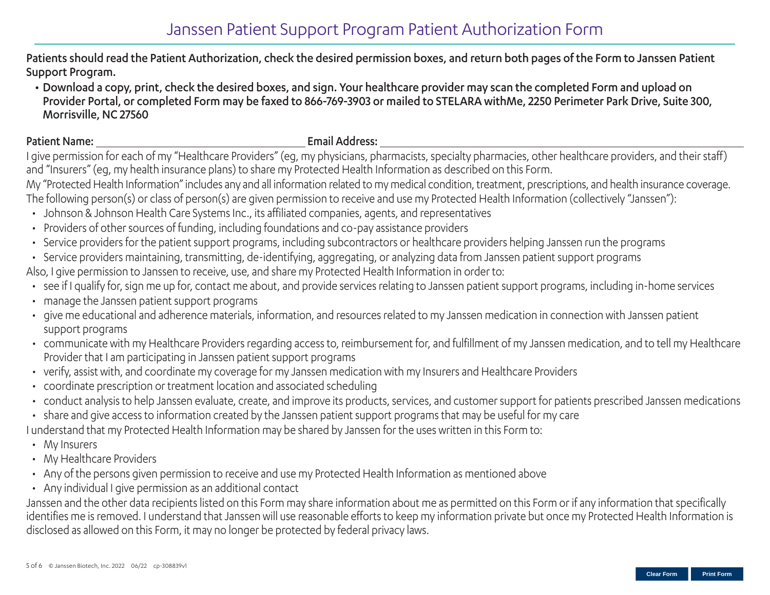# Janssen Patient Support Program Patient Authorization Form

**Patients should read the Patient Authorization, check the desired permission boxes, and return both pages of the Form to Janssen Patient Support Program.**

- **Download a copy, print, check the desired boxes, and sign. Your healthcare provider may scan the completed Form and upload on Provider Portal, or completed Form may be faxed to 866-769-3903 or mailed to STELARA withMe, 2250 Perimeter Park Drive, Suite 300, Morrisville, NC 27560**

**Patient Name:** ____________________ **Email Address:** ____________________

I give permission for each of my "Healthcare Providers" (eg, my physicians, pharmacists, specialty pharmacies, other healthcare providers, and their staff) and "Insurers" (eg, my health insurance plans) to share my Protected Health Information as described on this Form.

My "Protected Health Information" includes any and all information related to my medical condition, treatment, prescriptions, and health insurance coverage. The following person(s) or class of person(s) are given permission to receive and use my Protected Health Information (collectively "Janssen"):

- Johnson & Johnson Health Care Systems Inc., its affiliated companies, agents, and representatives
- Providers of other sources of funding, including foundations and co-pay assistance providers
- Service providers for the patient support programs, including subcontractors or healthcare providers helping Janssen run the programs
- Service providers maintaining, transmitting, de-identifying, aggregating, or analyzing data from Janssen patient support programs

Also, I give permission to Janssen to receive, use, and share my Protected Health Information in order to:

- see if I qualify for, sign me up for, contact me about, and provide services relating to Janssen patient support programs, including in-home services
- manage the Janssen patient support programs
- give me educational and adherence materials, information, and resources related to my Janssen medication in connection with Janssen patient support programs
- communicate with my Healthcare Providers regarding access to, reimbursement for, and fulfillment of my Janssen medication, and to tell my Healthcare Provider that I am participating in Janssen patient support programs
- verify, assist with, and coordinate my coverage for my Janssen medication with my Insurers and Healthcare Providers
- coordinate prescription or treatment location and associated scheduling
- conduct analysis to help Janssen evaluate, create, and improve its products, services, and customer support for patients prescribed Janssen medications
- share and give access to information created by the Janssen patient support programs that may be useful for my care

I understand that my Protected Health Information may be shared by Janssen for the uses written in this Form to:

- My Insurers
- My Healthcare Providers
- Any of the persons given permission to receive and use my Protected Health Information as mentioned above
- Any individual I give permission as an additional contact

Janssen and the other data recipients listed on this Form may share information about me as permitted on this Form or if any information that specifically identifies me is removed. I understand that Janssen will use reasonable efforts to keep my information private but once my Protected Health Information is disclosed as allowed on this Form, it may no longer be protected by federal privacy laws.

© Janssen Biotech, Inc. 2022 06/22 cp-308839v1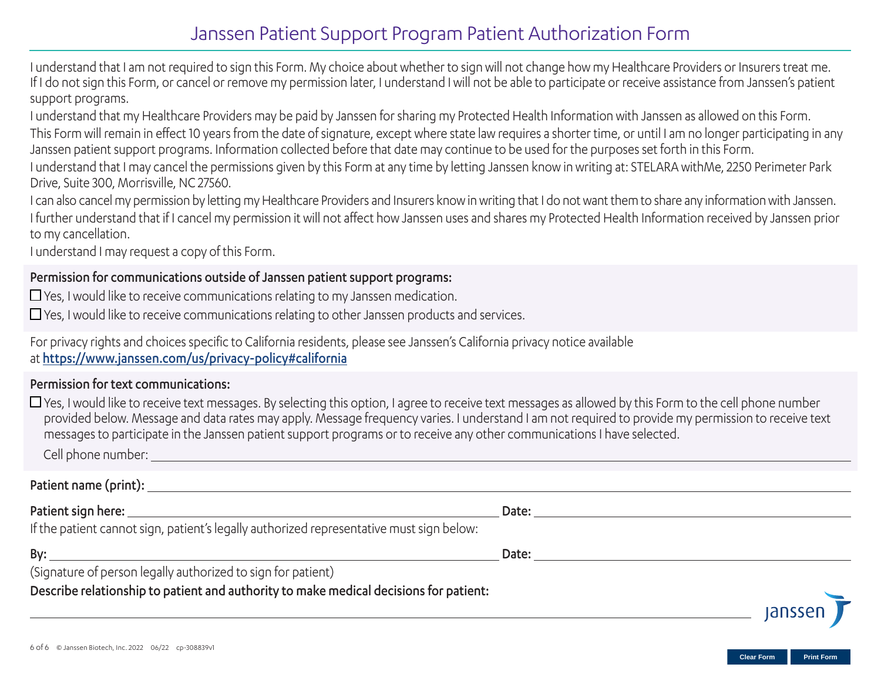# Janssen Patient Support Program Patient Authorization Form

I understand that I am not required to sign this Form. My choice about whether to sign will not change how my Healthcare Providers or Insurers treat me. If I do not sign this Form, or cancel or remove my permission later, I understand I will not be able to participate or receive assistance from Janssen's patient support programs.

I understand that my Healthcare Providers may be paid by Janssen for sharing my Protected Health Information with Janssen as allowed on this Form.

This Form will remain in effect 10 years from the date of signature, except where state law requires a shorter time, or until I am no longer participating in any Janssen patient support programs. Information collected before that date may continue to be used for the purposes set forth in this Form.

I understand that I may cancel the permissions given by this Form at any time by letting Janssen know in writing at: STELARA withMe, 2250 Perimeter Park Drive, Suite 300, Morrisville, NC 27560.

I can also cancel my permission by letting my Healthcare Providers and Insurers know in writing that I do not want them to share any information with Janssen.

I further understand that if I cancel my permission it will not affect how Janssen uses and shares my Protected Health Information received by Janssen prior to my cancellation.

I understand I may request a copy of this Form.

**Permission for communications outside of Janssen patient support programs:**

☐ Yes, I would like to receive communications relating to my Janssen medication.

☐ Yes, I would like to receive communications relating to other Janssen products and services.

For privacy rights and choices specific to California residents, please see Janssen's California privacy notice available at **https://www.janssen.com/us/privacy-policy#california**

**Permission for text communications:**

☐ Yes, I would like to receive text messages. By selecting this option, I agree to receive text messages as allowed by this Form to the cell phone number provided below. Message and data rates may apply. Message frequency varies. I understand I am not required to provide my permission to receive text messages to participate in the Janssen patient support programs or to receive any other communications I have selected.

Cell phone number: ____________________

**Patient name (print):** ____________________

**Patient sign here:** ____________________ **Date:** ____________________

If the patient cannot sign, patient's legally authorized representative must sign below:

**By:** ____________________ **Date:** ____________________

(Signature of person legally authorized to sign for patient)

**Describe relationship to patient and authority to make medical decisions for patient:**

____________________

janssen

© Janssen Biotech, Inc. 2022 06/22 cp-308839v1

Clear Form

Print Form